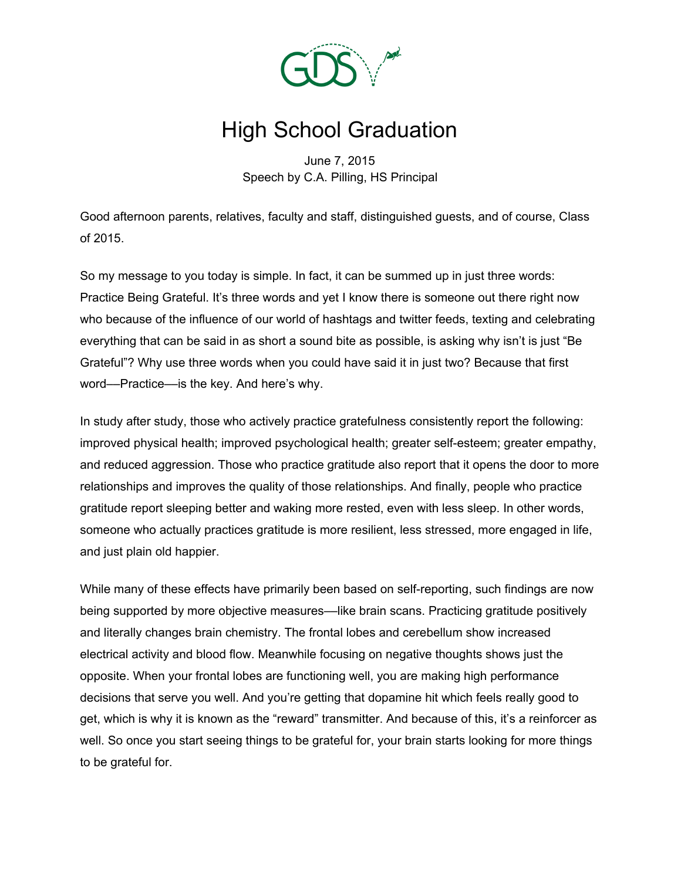# High School Graduation

June 7, 2015
Speech by C.A. Pilling, HS Principal

Good afternoon parents, relatives, faculty and staff, distinguished guests, and of course, Class of 2015.

So my message to you today is simple. In fact, it can be summed up in just three words: Practice Being Grateful. It's three words and yet I know there is someone out there right now who because of the influence of our world of hashtags and twitter feeds, texting and celebrating everything that can be said in as short a sound bite as possible, is asking why isn't is just "Be Grateful"? Why use three words when you could have said it in just two? Because that first word—Practice—is the key. And here's why.

In study after study, those who actively practice gratefulness consistently report the following: improved physical health; improved psychological health; greater self-esteem; greater empathy, and reduced aggression. Those who practice gratitude also report that it opens the door to more relationships and improves the quality of those relationships. And finally, people who practice gratitude report sleeping better and waking more rested, even with less sleep. In other words, someone who actually practices gratitude is more resilient, less stressed, more engaged in life, and just plain old happier.

While many of these effects have primarily been based on self-reporting, such findings are now being supported by more objective measures—like brain scans. Practicing gratitude positively and literally changes brain chemistry. The frontal lobes and cerebellum show increased electrical activity and blood flow. Meanwhile focusing on negative thoughts shows just the opposite. When your frontal lobes are functioning well, you are making high performance decisions that serve you well. And you're getting that dopamine hit which feels really good to get, which is why it is known as the "reward" transmitter. And because of this, it's a reinforcer as well. So once you start seeing things to be grateful for, your brain starts looking for more things to be grateful for.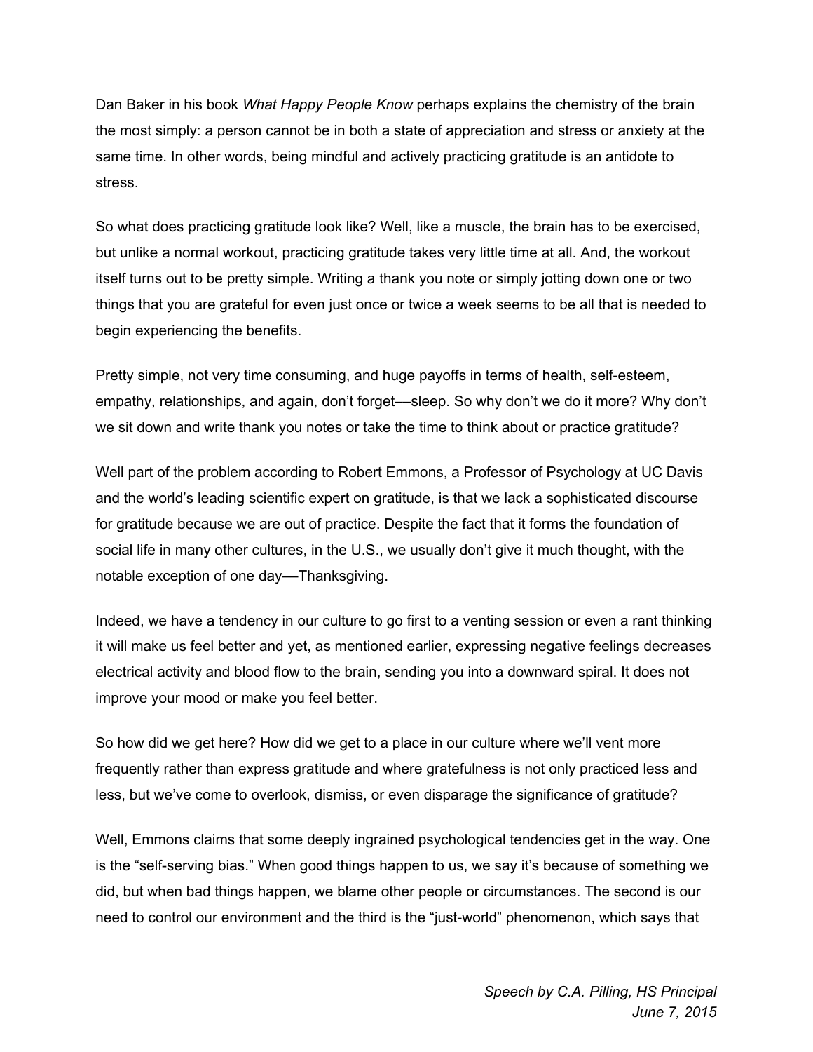Dan Baker in his book *What Happy People Know* perhaps explains the chemistry of the brain the most simply: a person cannot be in both a state of appreciation and stress or anxiety at the same time. In other words, being mindful and actively practicing gratitude is an antidote to stress.

So what does practicing gratitude look like? Well, like a muscle, the brain has to be exercised, but unlike a normal workout, practicing gratitude takes very little time at all. And, the workout itself turns out to be pretty simple. Writing a thank you note or simply jotting down one or two things that you are grateful for even just once or twice a week seems to be all that is needed to begin experiencing the benefits.

Pretty simple, not very time consuming, and huge payoffs in terms of health, self-esteem, empathy, relationships, and again, don't forget—sleep. So why don't we do it more? Why don't we sit down and write thank you notes or take the time to think about or practice gratitude?

Well part of the problem according to Robert Emmons, a Professor of Psychology at UC Davis and the world's leading scientific expert on gratitude, is that we lack a sophisticated discourse for gratitude because we are out of practice. Despite the fact that it forms the foundation of social life in many other cultures, in the U.S., we usually don't give it much thought, with the notable exception of one day—Thanksgiving.

Indeed, we have a tendency in our culture to go first to a venting session or even a rant thinking it will make us feel better and yet, as mentioned earlier, expressing negative feelings decreases electrical activity and blood flow to the brain, sending you into a downward spiral. It does not improve your mood or make you feel better.

So how did we get here? How did we get to a place in our culture where we'll vent more frequently rather than express gratitude and where gratefulness is not only practiced less and less, but we've come to overlook, dismiss, or even disparage the significance of gratitude?

Well, Emmons claims that some deeply ingrained psychological tendencies get in the way. One is the "self-serving bias." When good things happen to us, we say it's because of something we did, but when bad things happen, we blame other people or circumstances. The second is our need to control our environment and the third is the "just-world" phenomenon, which says that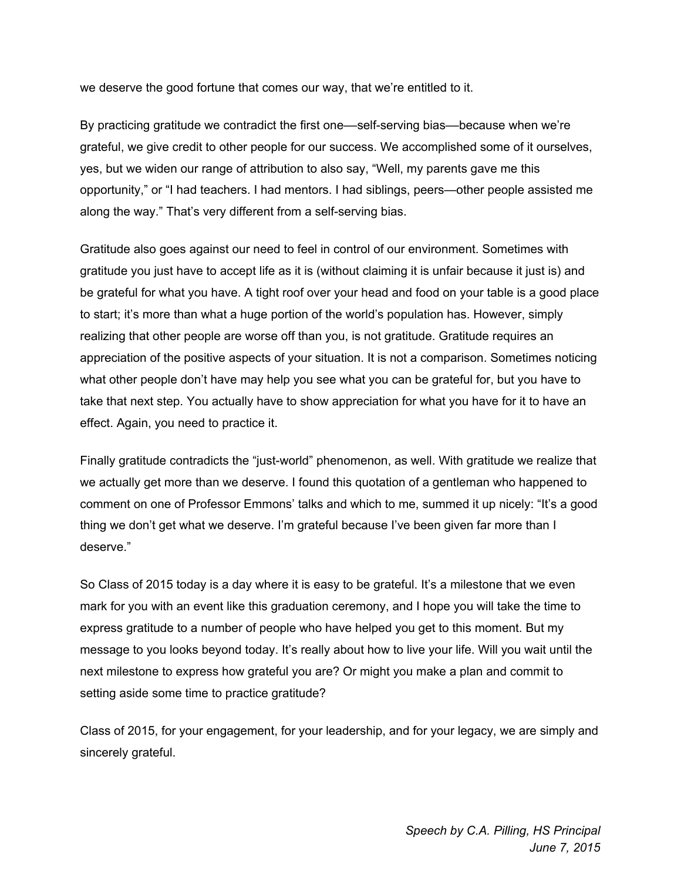we deserve the good fortune that comes our way, that we're entitled to it.

By practicing gratitude we contradict the first one—self-serving bias—because when we're grateful, we give credit to other people for our success. We accomplished some of it ourselves, yes, but we widen our range of attribution to also say, "Well, my parents gave me this opportunity," or "I had teachers. I had mentors. I had siblings, peers—other people assisted me along the way." That's very different from a self-serving bias.

Gratitude also goes against our need to feel in control of our environment. Sometimes with gratitude you just have to accept life as it is (without claiming it is unfair because it just is) and be grateful for what you have. A tight roof over your head and food on your table is a good place to start; it's more than what a huge portion of the world's population has. However, simply realizing that other people are worse off than you, is not gratitude. Gratitude requires an appreciation of the positive aspects of your situation. It is not a comparison. Sometimes noticing what other people don't have may help you see what you can be grateful for, but you have to take that next step. You actually have to show appreciation for what you have for it to have an effect. Again, you need to practice it.

Finally gratitude contradicts the "just-world" phenomenon, as well. With gratitude we realize that we actually get more than we deserve. I found this quotation of a gentleman who happened to comment on one of Professor Emmons' talks and which to me, summed it up nicely: "It's a good thing we don't get what we deserve. I'm grateful because I've been given far more than I deserve."

So Class of 2015 today is a day where it is easy to be grateful. It's a milestone that we even mark for you with an event like this graduation ceremony, and I hope you will take the time to express gratitude to a number of people who have helped you get to this moment. But my message to you looks beyond today. It's really about how to live your life. Will you wait until the next milestone to express how grateful you are? Or might you make a plan and commit to setting aside some time to practice gratitude?

Class of 2015, for your engagement, for your leadership, and for your legacy, we are simply and sincerely grateful.

*Speech by C.A. Pilling, HS Principal*
*June 7, 2015*